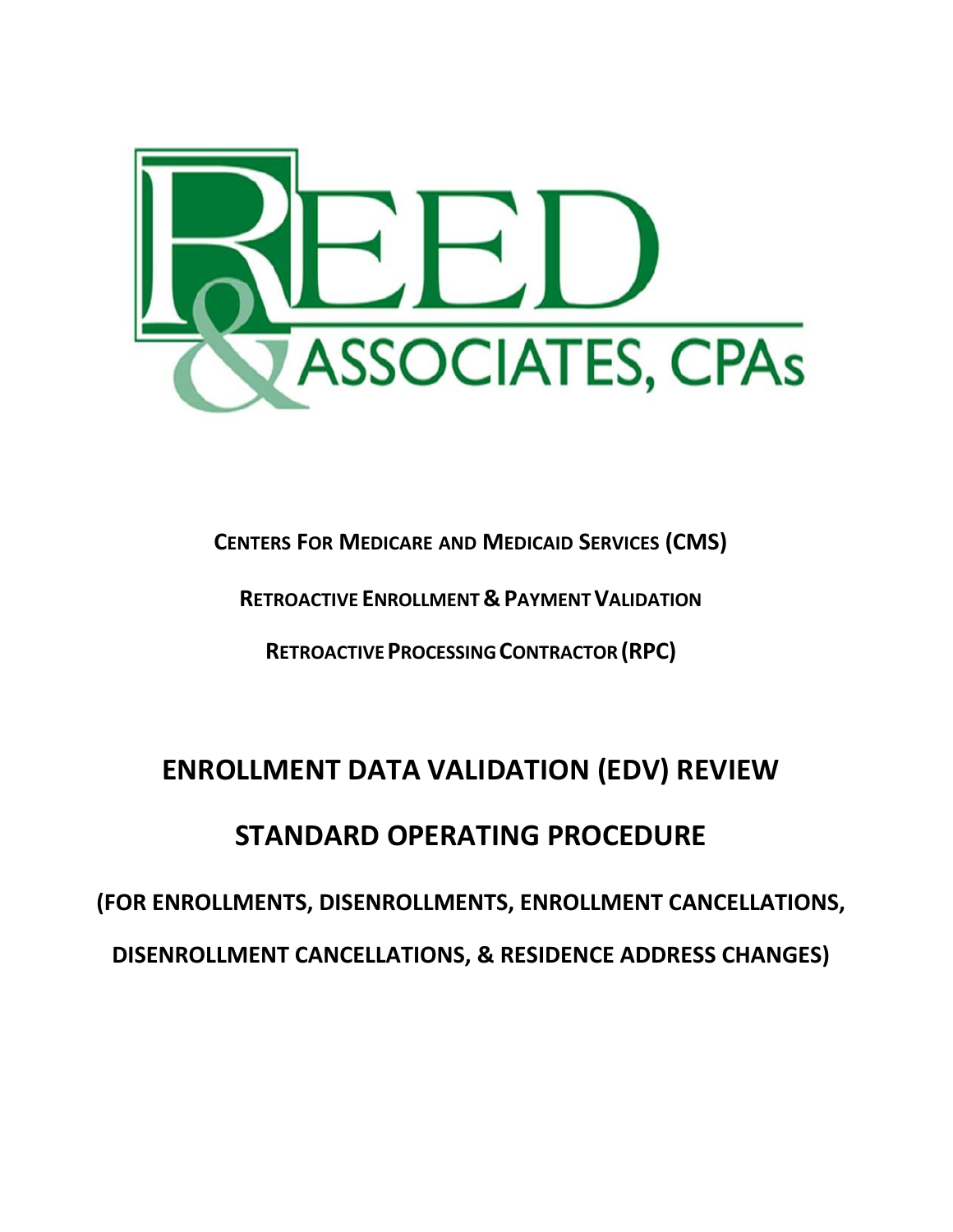REED & ASSOCIATES, CPAs

**CENTERS FOR MEDICARE AND MEDICAID SERVICES (CMS)**

**RETROACTIVE ENROLLMENT & PAYMENT VALIDATION**

**RETROACTIVE PROCESSING CONTRACTOR (RPC)**

# ENROLLMENT DATA VALIDATION (EDV) REVIEW

# STANDARD OPERATING PROCEDURE

## (FOR ENROLLMENTS, DISENROLLMENTS, ENROLLMENT CANCELLATIONS, DISENROLLMENT CANCELLATIONS, & RESIDENCE ADDRESS CHANGES)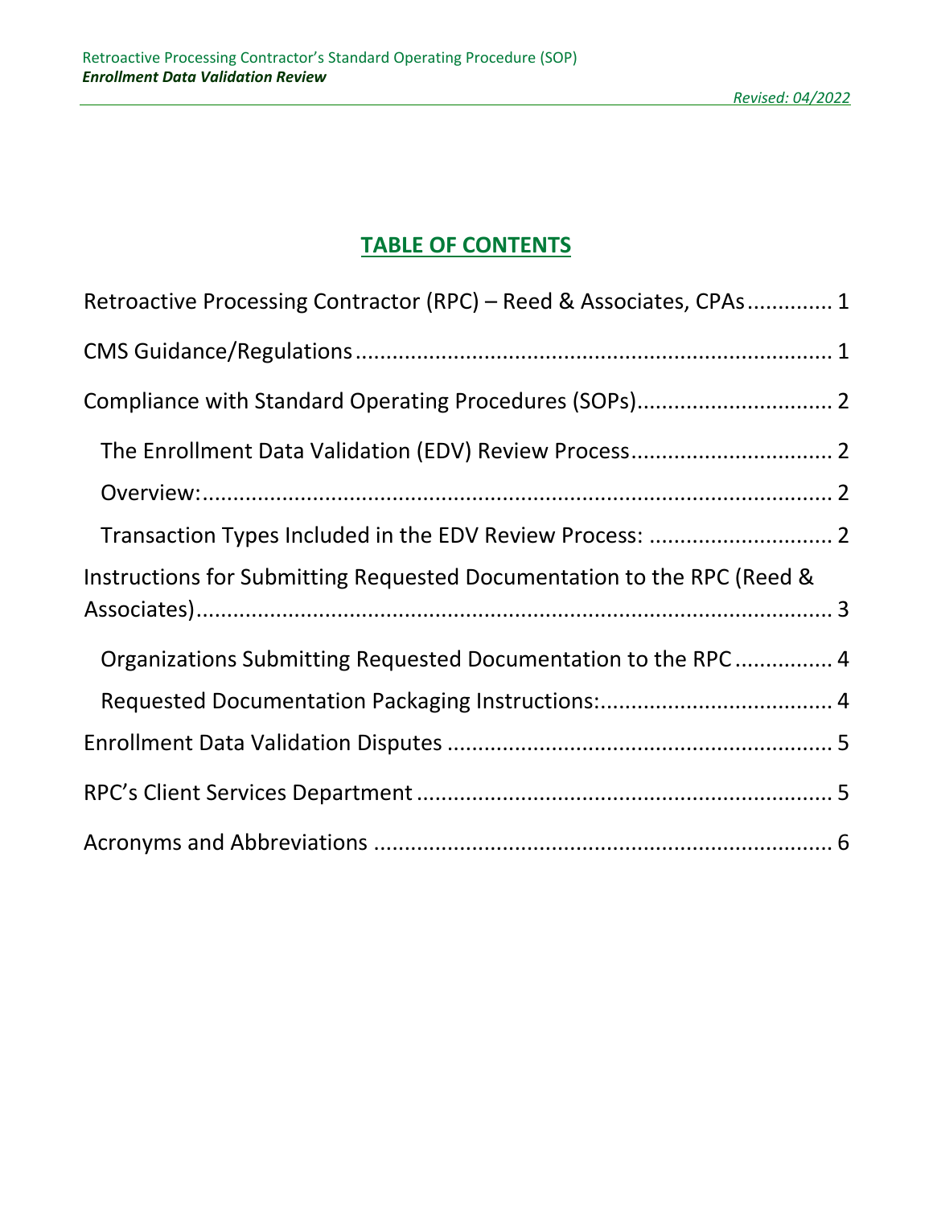# TABLE OF CONTENTS

Retroactive Processing Contractor (RPC) – Reed & Associates, CPAs............. 1

CMS Guidance/Regulations............................................................................ 1

Compliance with Standard Operating Procedures (SOPs)................................ 2

- The Enrollment Data Validation (EDV) Review Process................................ 2
- Overview:........................................................................................................ 2
- Transaction Types Included in the EDV Review Process: .............................. 2

Instructions for Submitting Requested Documentation to the RPC (Reed & Associates)........................................................................................................ 3

- Organizations Submitting Requested Documentation to the RPC ................ 4
- Requested Documentation Packaging Instructions:..................................... 4

Enrollment Data Validation Disputes ............................................................... 5

RPC's Client Services Department .................................................................... 5

Acronyms and Abbreviations ........................................................................... 6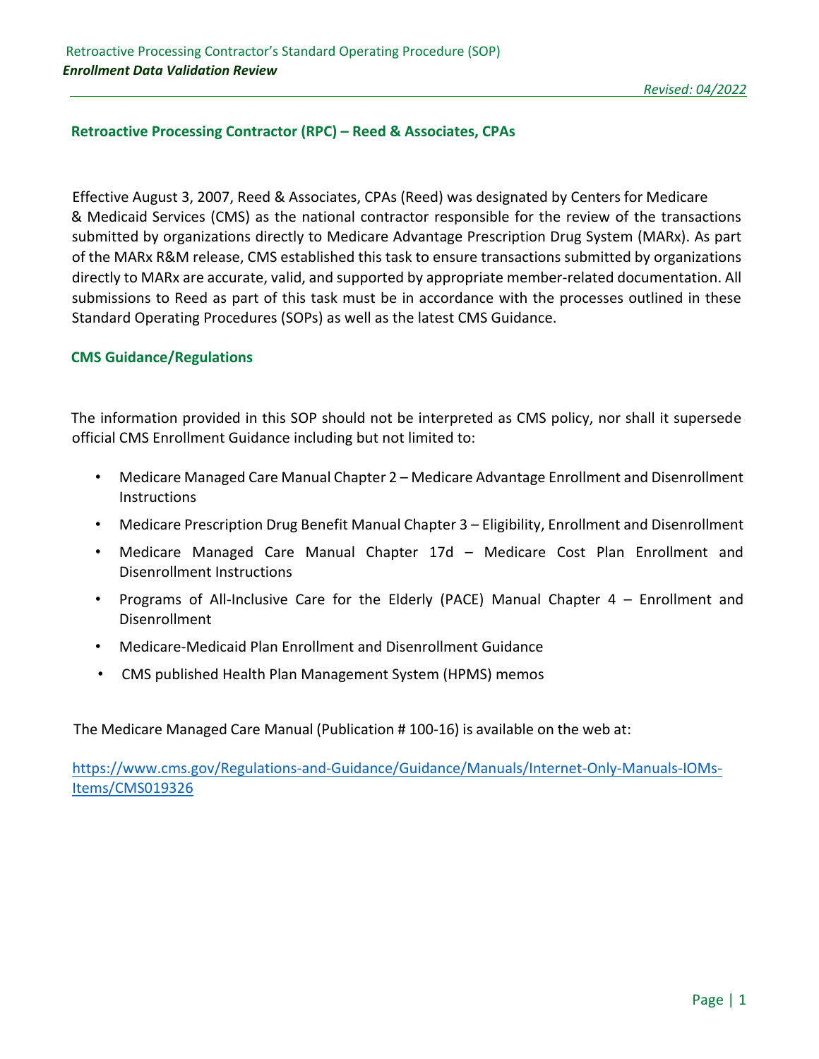## Retroactive Processing Contractor (RPC) – Reed & Associates, CPAs

Effective August 3, 2007, Reed & Associates, CPAs (Reed) was designated by Centers for Medicare & Medicaid Services (CMS) as the national contractor responsible for the review of the transactions submitted by organizations directly to Medicare Advantage Prescription Drug System (MARx). As part of the MARx R&M release, CMS established this task to ensure transactions submitted by organizations directly to MARx are accurate, valid, and supported by appropriate member-related documentation. All submissions to Reed as part of this task must be in accordance with the processes outlined in these Standard Operating Procedures (SOPs) as well as the latest CMS Guidance.

## CMS Guidance/Regulations

The information provided in this SOP should not be interpreted as CMS policy, nor shall it supersede official CMS Enrollment Guidance including but not limited to:

- Medicare Managed Care Manual Chapter 2 – Medicare Advantage Enrollment and Disenrollment Instructions
- Medicare Prescription Drug Benefit Manual Chapter 3 – Eligibility, Enrollment and Disenrollment
- Medicare Managed Care Manual Chapter 17d – Medicare Cost Plan Enrollment and Disenrollment Instructions
- Programs of All-Inclusive Care for the Elderly (PACE) Manual Chapter 4 – Enrollment and Disenrollment
- Medicare-Medicaid Plan Enrollment and Disenrollment Guidance
- CMS published Health Plan Management System (HPMS) memos

The Medicare Managed Care Manual (Publication # 100-16) is available on the web at:

https://www.cms.gov/Regulations-and-Guidance/Guidance/Manuals/Internet-Only-Manuals-IOMs-Items/CMS019326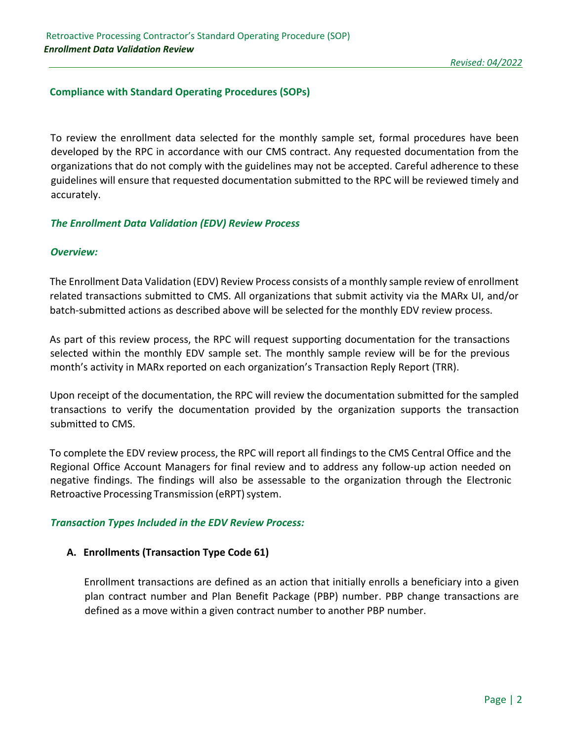## Compliance with Standard Operating Procedures (SOPs)

To review the enrollment data selected for the monthly sample set, formal procedures have been developed by the RPC in accordance with our CMS contract. Any requested documentation from the organizations that do not comply with the guidelines may not be accepted. Careful adherence to these guidelines will ensure that requested documentation submitted to the RPC will be reviewed timely and accurately.

### *The Enrollment Data Validation (EDV) Review Process*

#### *Overview:*

The Enrollment Data Validation (EDV) Review Process consists of a monthly sample review of enrollment related transactions submitted to CMS. All organizations that submit activity via the MARx UI, and/or batch-submitted actions as described above will be selected for the monthly EDV review process.

As part of this review process, the RPC will request supporting documentation for the transactions selected within the monthly EDV sample set. The monthly sample review will be for the previous month's activity in MARx reported on each organization's Transaction Reply Report (TRR).

Upon receipt of the documentation, the RPC will review the documentation submitted for the sampled transactions to verify the documentation provided by the organization supports the transaction submitted to CMS.

To complete the EDV review process, the RPC will report all findings to the CMS Central Office and the Regional Office Account Managers for final review and to address any follow-up action needed on negative findings. The findings will also be assessable to the organization through the Electronic Retroactive Processing Transmission (eRPT) system.

#### *Transaction Types Included in the EDV Review Process:*

**A. Enrollments (Transaction Type Code 61)**

Enrollment transactions are defined as an action that initially enrolls a beneficiary into a given plan contract number and Plan Benefit Package (PBP) number. PBP change transactions are defined as a move within a given contract number to another PBP number.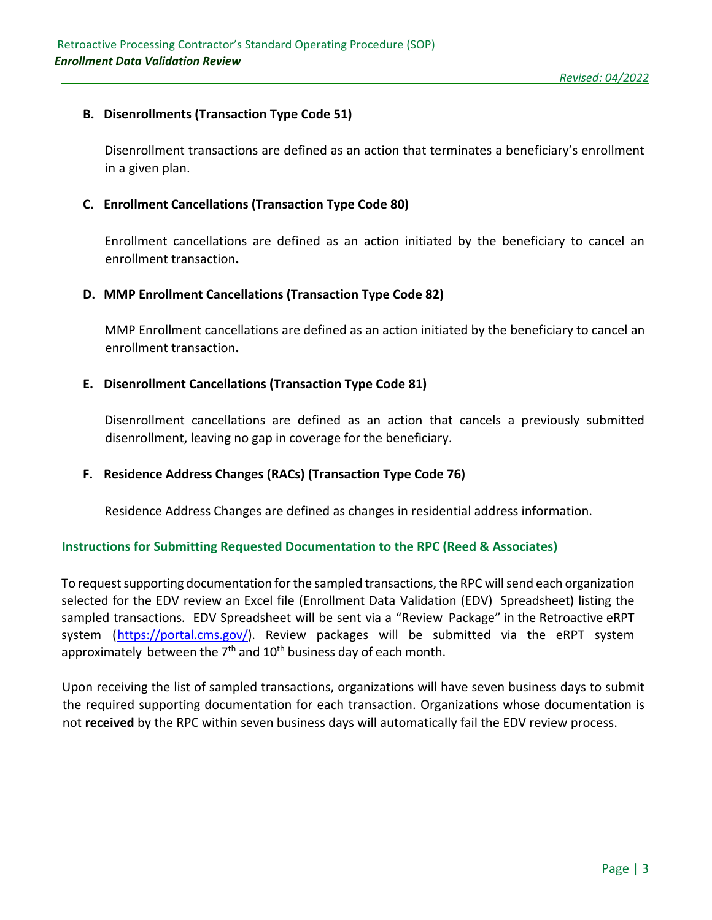### B. Disenrollments (Transaction Type Code 51)

Disenrollment transactions are defined as an action that terminates a beneficiary's enrollment in a given plan.

### C. Enrollment Cancellations (Transaction Type Code 80)

Enrollment cancellations are defined as an action initiated by the beneficiary to cancel an enrollment transaction**.**

### D. MMP Enrollment Cancellations (Transaction Type Code 82)

MMP Enrollment cancellations are defined as an action initiated by the beneficiary to cancel an enrollment transaction**.**

### E. Disenrollment Cancellations (Transaction Type Code 81)

Disenrollment cancellations are defined as an action that cancels a previously submitted disenrollment, leaving no gap in coverage for the beneficiary.

### F. Residence Address Changes (RACs) (Transaction Type Code 76)

Residence Address Changes are defined as changes in residential address information.

## Instructions for Submitting Requested Documentation to the RPC (Reed & Associates)

To request supporting documentation for the sampled transactions, the RPC will send each organization selected for the EDV review an Excel file (Enrollment Data Validation (EDV) Spreadsheet) listing the sampled transactions. EDV Spreadsheet will be sent via a "Review Package" in the Retroactive eRPT system ([https://portal.cms.gov/](https://portal.cms.gov/)). Review packages will be submitted via the eRPT system approximately between the 7th and 10th business day of each month.

Upon receiving the list of sampled transactions, organizations will have seven business days to submit the required supporting documentation for each transaction. Organizations whose documentation is not <u>**received**</u> by the RPC within seven business days will automatically fail the EDV review process.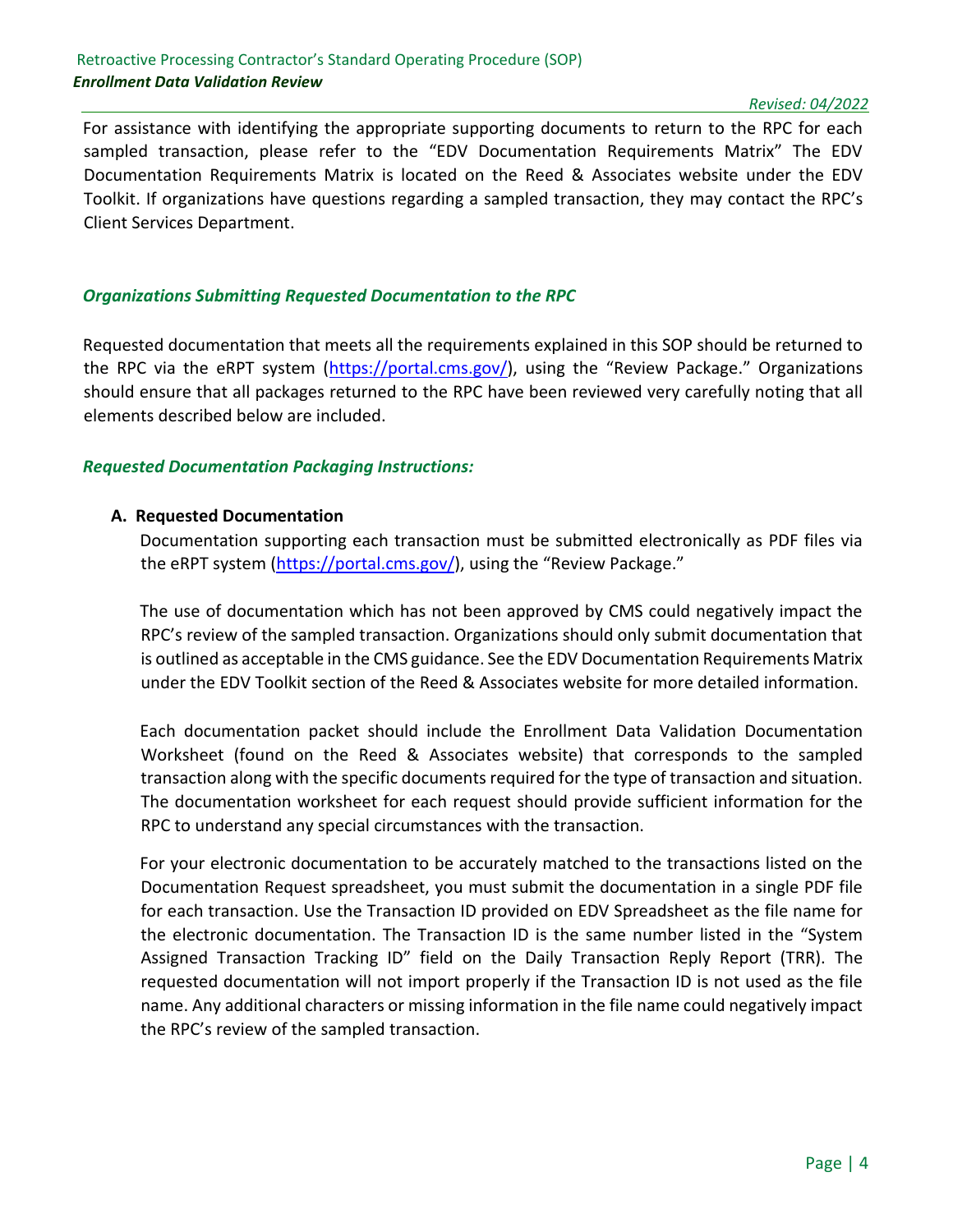For assistance with identifying the appropriate supporting documents to return to the RPC for each sampled transaction, please refer to the "EDV Documentation Requirements Matrix" The EDV Documentation Requirements Matrix is located on the Reed & Associates website under the EDV Toolkit. If organizations have questions regarding a sampled transaction, they may contact the RPC's Client Services Department.

### *Organizations Submitting Requested Documentation to the RPC*

Requested documentation that meets all the requirements explained in this SOP should be returned to the RPC via the eRPT system (https://portal.cms.gov/), using the "Review Package." Organizations should ensure that all packages returned to the RPC have been reviewed very carefully noting that all elements described below are included.

### *Requested Documentation Packaging Instructions:*

**A. Requested Documentation**

Documentation supporting each transaction must be submitted electronically as PDF files via the eRPT system (https://portal.cms.gov/), using the "Review Package."

The use of documentation which has not been approved by CMS could negatively impact the RPC's review of the sampled transaction. Organizations should only submit documentation that is outlined as acceptable in the CMS guidance. See the EDV Documentation Requirements Matrix under the EDV Toolkit section of the Reed & Associates website for more detailed information.

Each documentation packet should include the Enrollment Data Validation Documentation Worksheet (found on the Reed & Associates website) that corresponds to the sampled transaction along with the specific documents required for the type of transaction and situation. The documentation worksheet for each request should provide sufficient information for the RPC to understand any special circumstances with the transaction.

For your electronic documentation to be accurately matched to the transactions listed on the Documentation Request spreadsheet, you must submit the documentation in a single PDF file for each transaction. Use the Transaction ID provided on EDV Spreadsheet as the file name for the electronic documentation. The Transaction ID is the same number listed in the "System Assigned Transaction Tracking ID" field on the Daily Transaction Reply Report (TRR). The requested documentation will not import properly if the Transaction ID is not used as the file name. Any additional characters or missing information in the file name could negatively impact the RPC's review of the sampled transaction.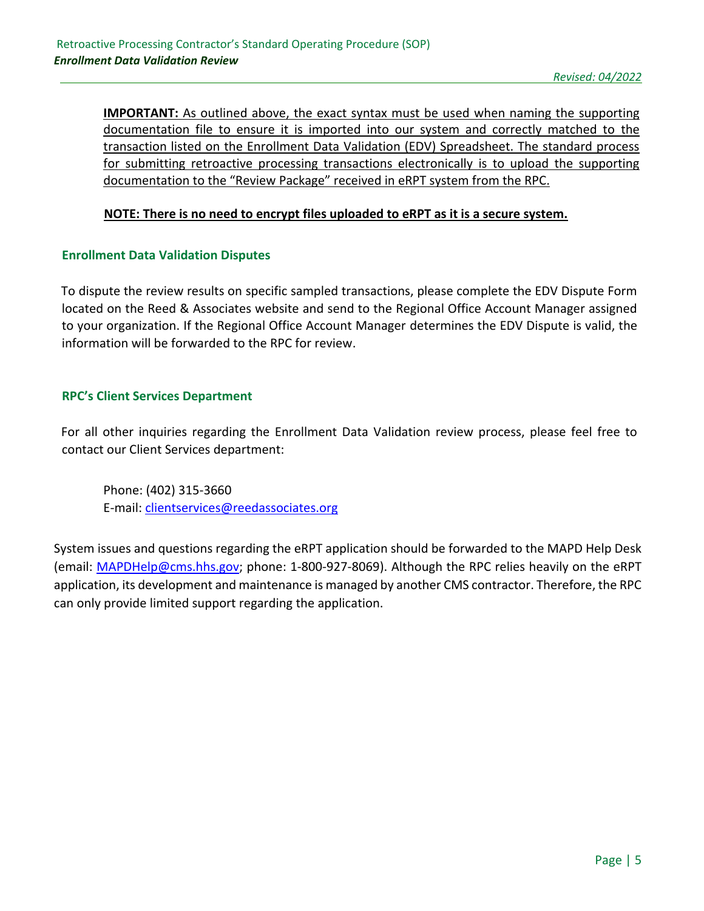**IMPORTANT:** As outlined above, the exact syntax must be used when naming the supporting documentation file to ensure it is imported into our system and correctly matched to the transaction listed on the Enrollment Data Validation (EDV) Spreadsheet. The standard process for submitting retroactive processing transactions electronically is to upload the supporting documentation to the "Review Package" received in eRPT system from the RPC.

**NOTE: There is no need to encrypt files uploaded to eRPT as it is a secure system.**

### Enrollment Data Validation Disputes

To dispute the review results on specific sampled transactions, please complete the EDV Dispute Form located on the Reed & Associates website and send to the Regional Office Account Manager assigned to your organization. If the Regional Office Account Manager determines the EDV Dispute is valid, the information will be forwarded to the RPC for review.

### RPC's Client Services Department

For all other inquiries regarding the Enrollment Data Validation review process, please feel free to contact our Client Services department:

Phone: (402) 315-3660
E-mail: clientservices@reedassociates.org

System issues and questions regarding the eRPT application should be forwarded to the MAPD Help Desk (email: MAPDHelp@cms.hhs.gov; phone: 1-800-927-8069). Although the RPC relies heavily on the eRPT application, its development and maintenance is managed by another CMS contractor. Therefore, the RPC can only provide limited support regarding the application.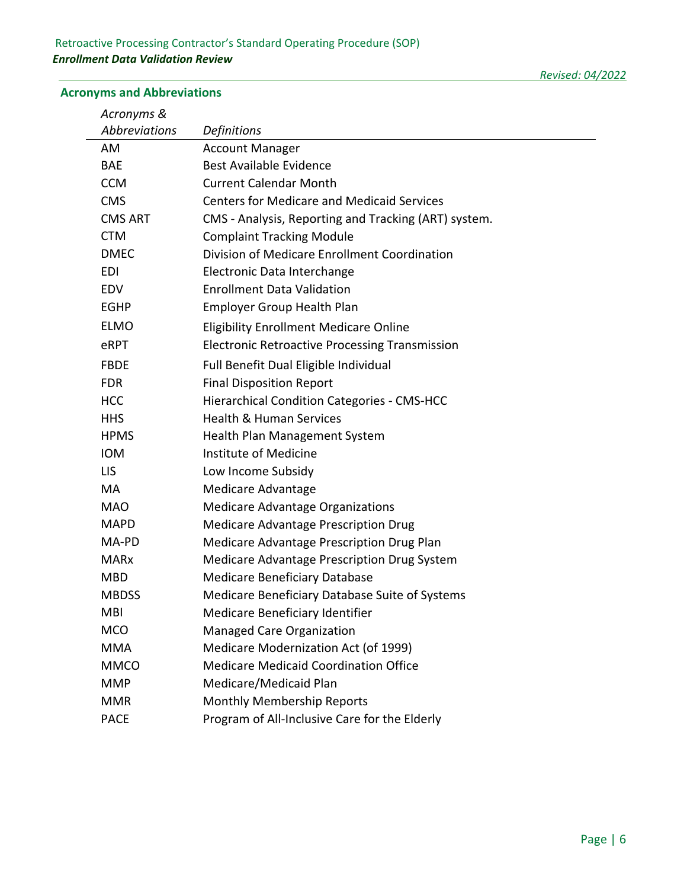## Acronyms and Abbreviations

| *Acronyms & Abbreviations* | *Definitions* |
|---|---|
| AM | Account Manager |
| BAE | Best Available Evidence |
| CCM | Current Calendar Month |
| CMS | Centers for Medicare and Medicaid Services |
| CMS ART | CMS - Analysis, Reporting and Tracking (ART) system. |
| CTM | Complaint Tracking Module |
| DMEC | Division of Medicare Enrollment Coordination |
| EDI | Electronic Data Interchange |
| EDV | Enrollment Data Validation |
| EGHP | Employer Group Health Plan |
| ELMO | Eligibility Enrollment Medicare Online |
| eRPT | Electronic Retroactive Processing Transmission |
| FBDE | Full Benefit Dual Eligible Individual |
| FDR | Final Disposition Report |
| HCC | Hierarchical Condition Categories - CMS-HCC |
| HHS | Health & Human Services |
| HPMS | Health Plan Management System |
| IOM | Institute of Medicine |
| LIS | Low Income Subsidy |
| MA | Medicare Advantage |
| MAO | Medicare Advantage Organizations |
| MAPD | Medicare Advantage Prescription Drug |
| MA-PD | Medicare Advantage Prescription Drug Plan |
| MARx | Medicare Advantage Prescription Drug System |
| MBD | Medicare Beneficiary Database |
| MBDSS | Medicare Beneficiary Database Suite of Systems |
| MBI | Medicare Beneficiary Identifier |
| MCO | Managed Care Organization |
| MMA | Medicare Modernization Act (of 1999) |
| MMCO | Medicare Medicaid Coordination Office |
| MMP | Medicare/Medicaid Plan |
| MMR | Monthly Membership Reports |
| PACE | Program of All-Inclusive Care for the Elderly |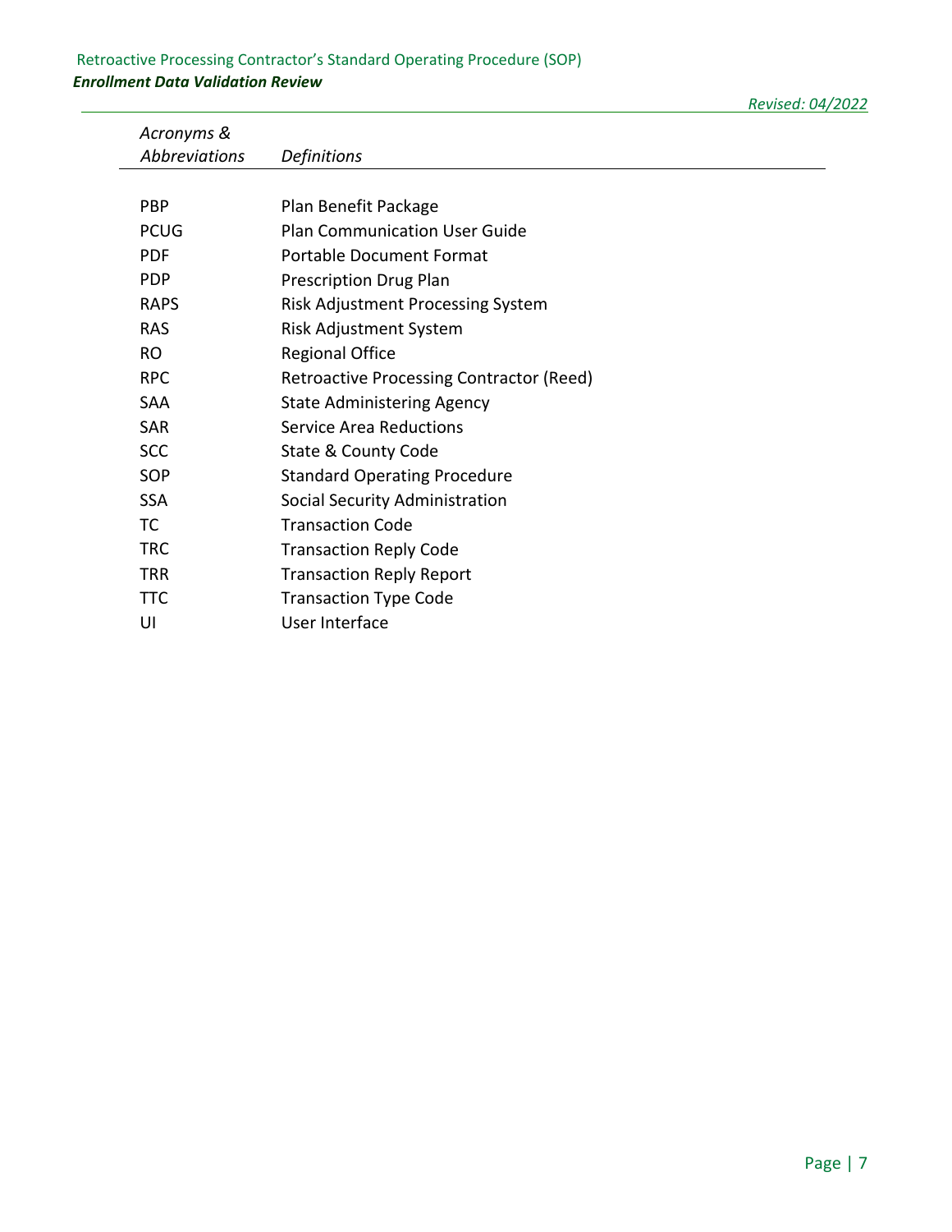| *Acronyms & Abbreviations* | *Definitions* |
|---|---|
| PBP | Plan Benefit Package |
| PCUG | Plan Communication User Guide |
| PDF | Portable Document Format |
| PDP | Prescription Drug Plan |
| RAPS | Risk Adjustment Processing System |
| RAS | Risk Adjustment System |
| RO | Regional Office |
| RPC | Retroactive Processing Contractor (Reed) |
| SAA | State Administering Agency |
| SAR | Service Area Reductions |
| SCC | State & County Code |
| SOP | Standard Operating Procedure |
| SSA | Social Security Administration |
| TC | Transaction Code |
| TRC | Transaction Reply Code |
| TRR | Transaction Reply Report |
| TTC | Transaction Type Code |
| UI | User Interface |